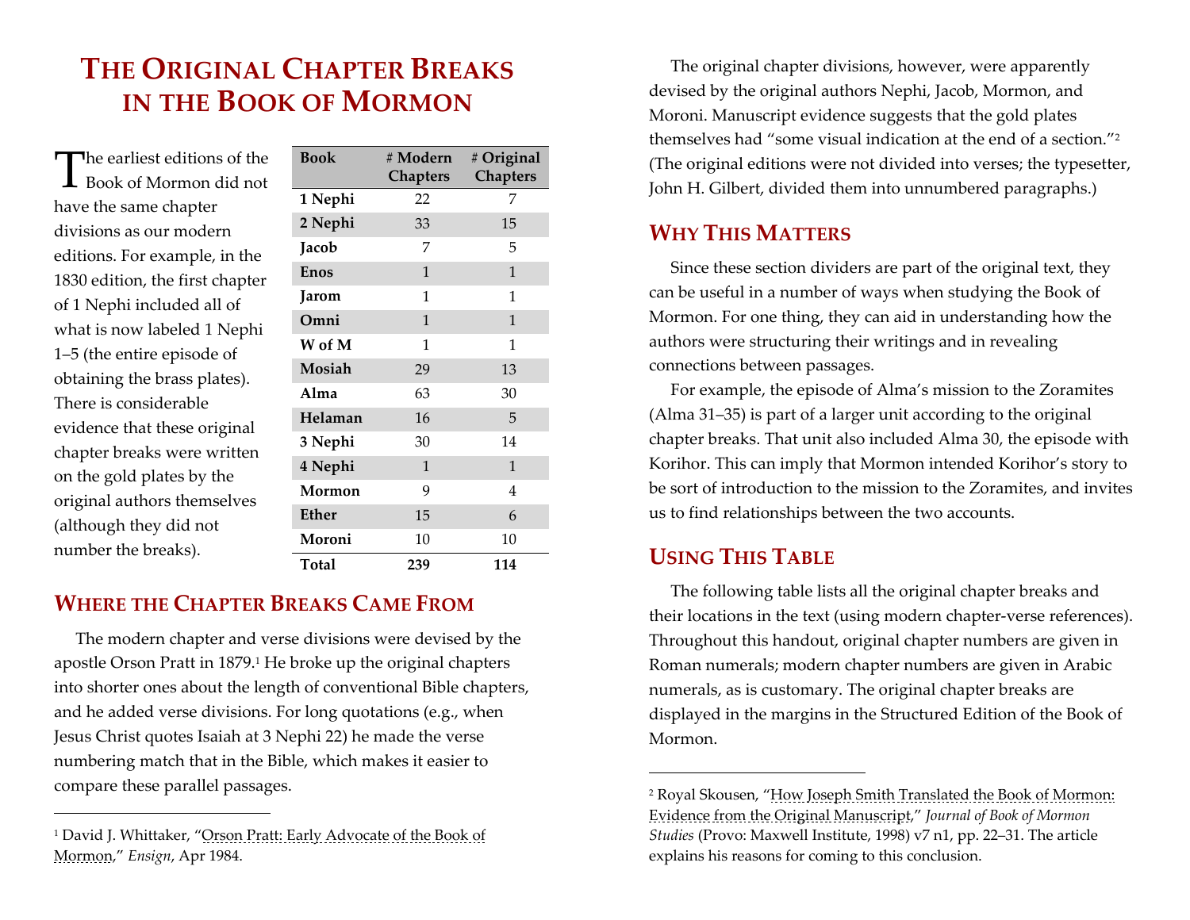# The Original Chapter Breaks in the Book of Mormon

The earliest editions of the Book of Mormon did not have the same chapter divisions as our modern editions. For example, in the 1830 edition, the first chapter of 1 Nephi included all of what is now labeled 1 Nephi 1–5 (the entire episode of obtaining the brass plates). There is considerable evidence that these original chapter breaks were written on the gold plates by the original authors themselves (although they did not number the breaks).

| Book | # Modern Chapters | # Original Chapters |
|---|---|---|
| **1 Nephi** | 22 | 7 |
| **2 Nephi** | 33 | 15 |
| **Jacob** | 7 | 5 |
| **Enos** | 1 | 1 |
| **Jarom** | 1 | 1 |
| **Omni** | 1 | 1 |
| **W of M** | 1 | 1 |
| **Mosiah** | 29 | 13 |
| **Alma** | 63 | 30 |
| **Helaman** | 16 | 5 |
| **3 Nephi** | 30 | 14 |
| **4 Nephi** | 1 | 1 |
| **Mormon** | 9 | 4 |
| **Ether** | 15 | 6 |
| **Moroni** | 10 | 10 |
| **Total** | **239** | **114** |

## Where the Chapter Breaks Came From

The modern chapter and verse divisions were devised by the apostle Orson Pratt in 1879.[1] He broke up the original chapters into shorter ones about the length of conventional Bible chapters, and he added verse divisions. For long quotations (e.g., when Jesus Christ quotes Isaiah at 3 Nephi 22) he made the verse numbering match that in the Bible, which makes it easier to compare these parallel passages.

[1] David J. Whittaker, "Orson Pratt: Early Advocate of the Book of Mormon," *Ensign*, Apr 1984.

The original chapter divisions, however, were apparently devised by the original authors Nephi, Jacob, Mormon, and Moroni. Manuscript evidence suggests that the gold plates themselves had "some visual indication at the end of a section."[2] (The original editions were not divided into verses; the typesetter, John H. Gilbert, divided them into unnumbered paragraphs.)

## Why This Matters

Since these section dividers are part of the original text, they can be useful in a number of ways when studying the Book of Mormon. For one thing, they can aid in understanding how the authors were structuring their writings and in revealing connections between passages.

For example, the episode of Alma's mission to the Zoramites (Alma 31–35) is part of a larger unit according to the original chapter breaks. That unit also included Alma 30, the episode with Korihor. This can imply that Mormon intended Korihor's story to be sort of introduction to the mission to the Zoramites, and invites us to find relationships between the two accounts.

## Using This Table

The following table lists all the original chapter breaks and their locations in the text (using modern chapter-verse references). Throughout this handout, original chapter numbers are given in Roman numerals; modern chapter numbers are given in Arabic numerals, as is customary. The original chapter breaks are displayed in the margins in the Structured Edition of the Book of Mormon.

[2] Royal Skousen, "How Joseph Smith Translated the Book of Mormon: Evidence from the Original Manuscript," *Journal of Book of Mormon Studies* (Provo: Maxwell Institute, 1998) v7 n1, pp. 22–31. The article explains his reasons for coming to this conclusion.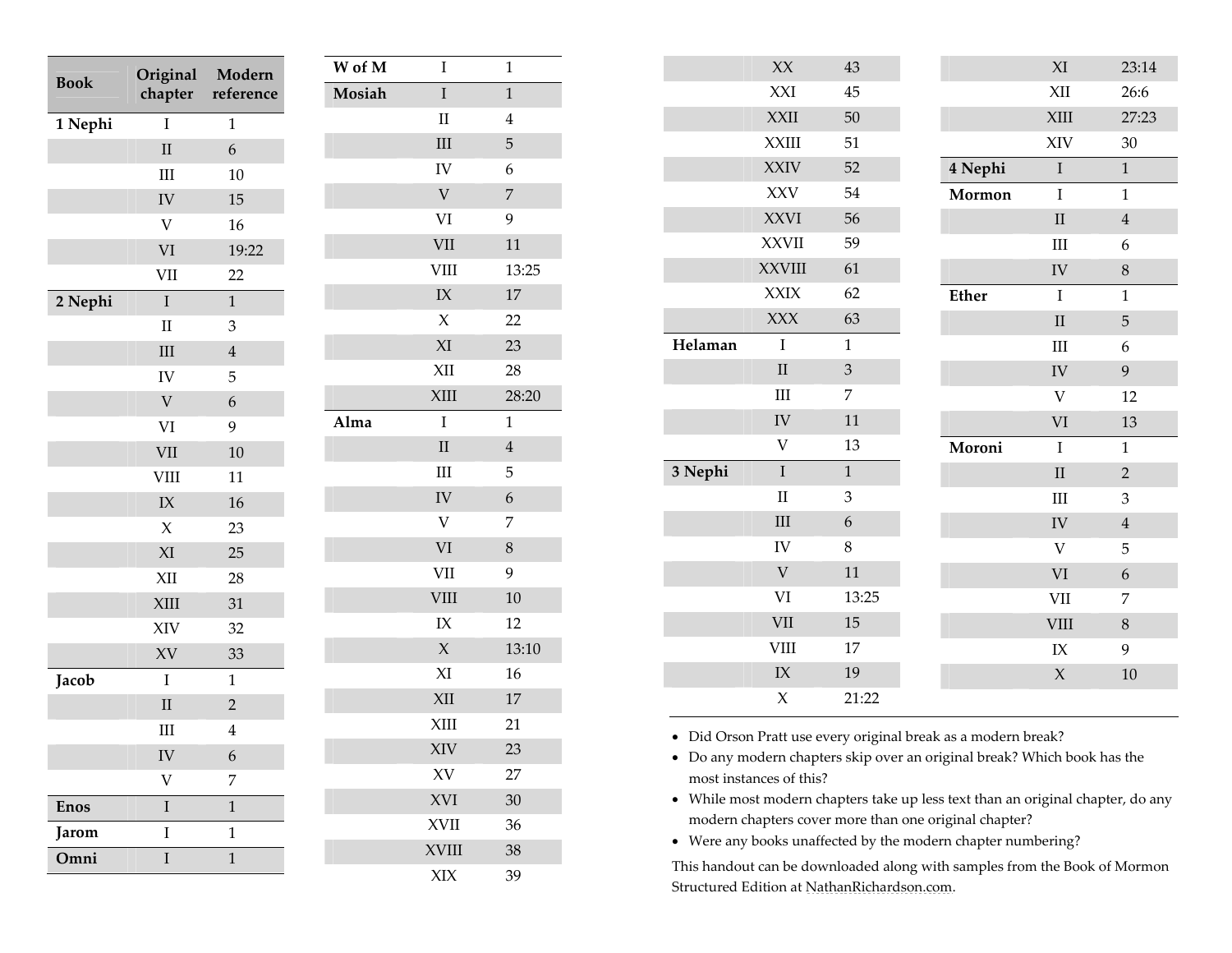| Book | Original chapter | Modern reference |
|---|---|---|
| **1 Nephi** | I | 1 |
| | II | 6 |
| | III | 10 |
| | IV | 15 |
| | V | 16 |
| | VI | 19:22 |
| | VII | 22 |
| **2 Nephi** | I | 1 |
| | II | 3 |
| | III | 4 |
| | IV | 5 |
| | V | 6 |
| | VI | 9 |
| | VII | 10 |
| | VIII | 11 |
| | IX | 16 |
| | X | 23 |
| | XI | 25 |
| | XII | 28 |
| | XIII | 31 |
| | XIV | 32 |
| | XV | 33 |
| **Jacob** | I | 1 |
| | II | 2 |
| | III | 4 |
| | IV | 6 |
| | V | 7 |
| **Enos** | I | 1 |
| **Jarom** | I | 1 |
| **Omni** | I | 1 |
| **W of M** | I | 1 |
| **Mosiah** | I | 1 |
| | II | 4 |
| | III | 5 |
| | IV | 6 |
| | V | 7 |
| | VI | 9 |
| | VII | 11 |
| | VIII | 13:25 |
| | IX | 17 |
| | X | 22 |
| | XI | 23 |
| | XII | 28 |
| | XIII | 28:20 |
| **Alma** | I | 1 |
| | II | 4 |
| | III | 5 |
| | IV | 6 |
| | V | 7 |
| | VI | 8 |
| | VII | 9 |
| | VIII | 10 |
| | IX | 12 |
| | X | 13:10 |
| | XI | 16 |
| | XII | 17 |
| | XIII | 21 |
| | XIV | 23 |
| | XV | 27 |
| | XVI | 30 |
| | XVII | 36 |
| | XVIII | 38 |
| | XIX | 39 |
| | XX | 43 |
| | XXI | 45 |
| | XXII | 50 |
| | XXIII | 51 |
| | XXIV | 52 |
| | XXV | 54 |
| | XXVI | 56 |
| | XXVII | 59 |
| | XXVIII | 61 |
| | XXIX | 62 |
| | XXX | 63 |
| **Helaman** | I | 1 |
| | II | 3 |
| | III | 7 |
| | IV | 11 |
| | V | 13 |
| **3 Nephi** | I | 1 |
| | II | 3 |
| | III | 6 |
| | IV | 8 |
| | V | 11 |
| | VI | 13:25 |
| | VII | 15 |
| | VIII | 17 |
| | IX | 19 |
| | X | 21:22 |
| | XI | 23:14 |
| | XII | 26:6 |
| | XIII | 27:23 |
| | XIV | 30 |
| **4 Nephi** | I | 1 |
| **Mormon** | I | 1 |
| | II | 4 |
| | III | 6 |
| | IV | 8 |
| **Ether** | I | 1 |
| | II | 5 |
| | III | 6 |
| | IV | 9 |
| | V | 12 |
| | VI | 13 |
| **Moroni** | I | 1 |
| | II | 2 |
| | III | 3 |
| | IV | 4 |
| | V | 5 |
| | VI | 6 |
| | VII | 7 |
| | VIII | 8 |
| | IX | 9 |
| | X | 10 |

- Did Orson Pratt use every original break as a modern break?
- Do any modern chapters skip over an original break? Which book has the most instances of this?
- While most modern chapters take up less text than an original chapter, do any modern chapters cover more than one original chapter?
- Were any books unaffected by the modern chapter numbering?

This handout can be downloaded along with samples from the Book of Mormon Structured Edition at NathanRichardson.com.